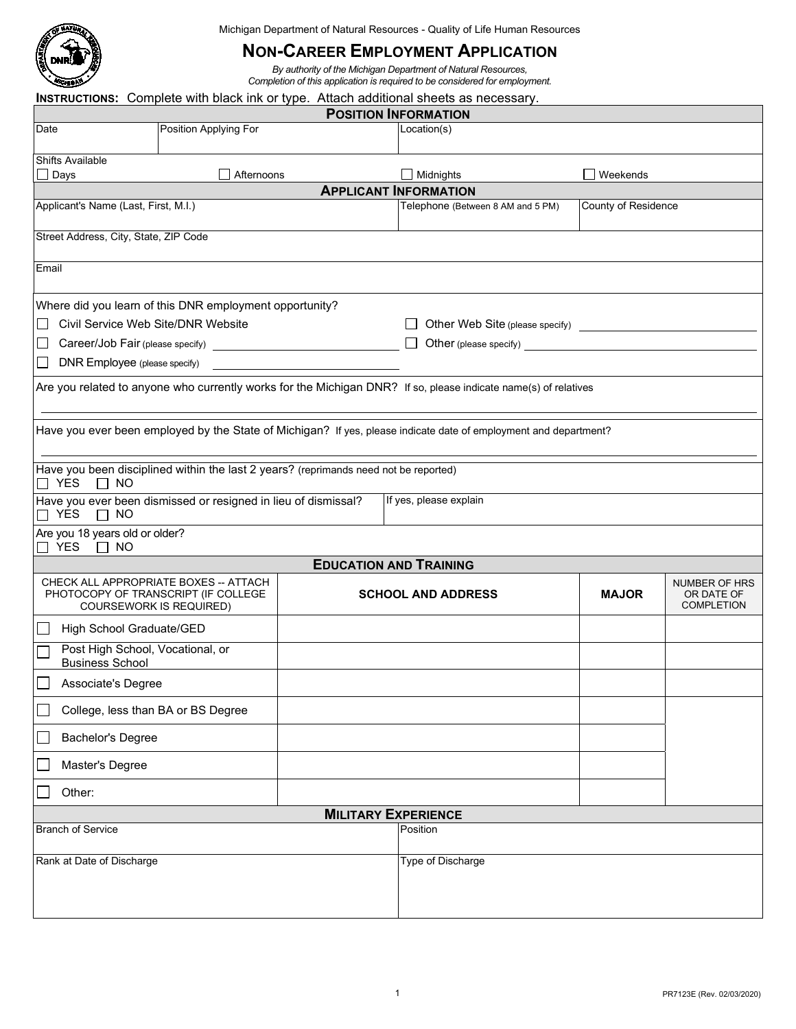Michigan Department of Natural Resources - Quality of Life Human Resources

# NON-CAREER EMPLOYMENT APPLICATION

*By authority of the Michigan Department of Natural Resources,*
*Completion of this application is required to be considered for employment.*

**INSTRUCTIONS:** Complete with black ink or type. Attach additional sheets as necessary.

## POSITION INFORMATION

| Date | Position Applying For | Location(s) |
|---|---|---|
| | | |

Shifts Available

☐ Days ☐ Afternoons ☐ Midnights ☐ Weekends

## APPLICANT INFORMATION

| Applicant's Name (Last, First, M.I.) | Telephone (Between 8 AM and 5 PM) | County of Residence |
|---|---|---|
| | | |

Street Address, City, State, ZIP Code

Email

Where did you learn of this DNR employment opportunity?

☐ Civil Service Web Site/DNR Website ☐ Other Web Site (please specify) ____________

☐ Career/Job Fair (please specify) ____________ ☐ Other (please specify) ____________

☐ DNR Employee (please specify) ____________

Are you related to anyone who currently works for the Michigan DNR? If so, please indicate name(s) of relatives

____________

Have you ever been employed by the State of Michigan? If yes, please indicate date of employment and department?

____________

Have you been disciplined within the last 2 years? (reprimands need not be reported)
☐ YES ☐ NO

Have you ever been dismissed or resigned in lieu of dismissal?
☐ YES ☐ NO

If yes, please explain

Are you 18 years old or older?
☐ YES ☐ NO

## EDUCATION AND TRAINING

| CHECK ALL APPROPRIATE BOXES -- ATTACH PHOTOCOPY OF TRANSCRIPT (IF COLLEGE COURSEWORK IS REQUIRED) | SCHOOL AND ADDRESS | MAJOR | NUMBER OF HRS OR DATE OF COMPLETION |
|---|---|---|---|
| ☐ High School Graduate/GED | | | |
| ☐ Post High School, Vocational, or Business School | | | |
| ☐ Associate's Degree | | | |
| ☐ College, less than BA or BS Degree | | | |
| ☐ Bachelor's Degree | | | |
| ☐ Master's Degree | | | |
| ☐ Other: | | | |

## MILITARY EXPERIENCE

| Branch of Service | Position |
|---|---|
| | |
| **Rank at Date of Discharge** | **Type of Discharge** |
| | |

PR7123E (Rev. 02/03/2020)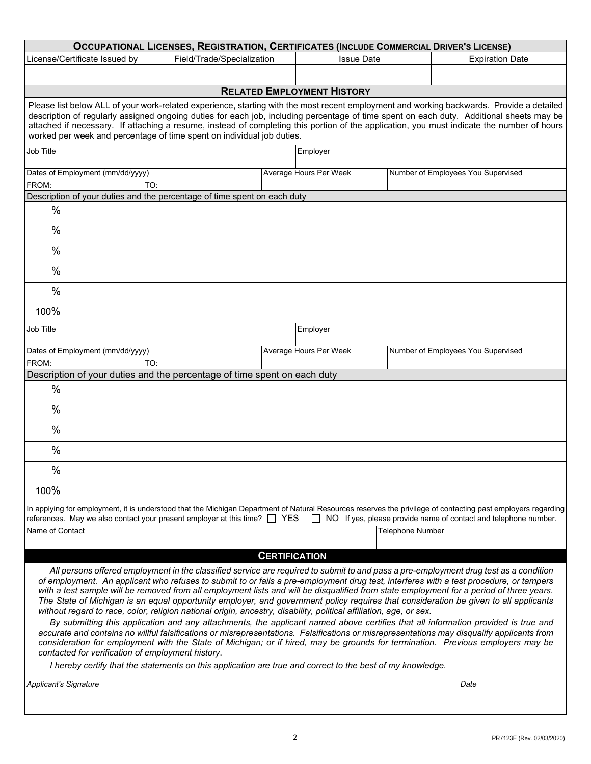## Occupational Licenses, Registration, Certificates (Include Commercial Driver's License)

| License/Certificate Issued by | Field/Trade/Specialization | Issue Date | Expiration Date |
| --- | --- | --- | --- |
| | | | |

## Related Employment History

Please list below ALL of your work-related experience, starting with the most recent employment and working backwards. Provide a detailed description of regularly assigned ongoing duties for each job, including percentage of time spent on each duty. Additional sheets may be attached if necessary. If attaching a resume, instead of completing this portion of the application, you must indicate the number of hours worked per week and percentage of time spent on individual job duties.

| Job Title | | Employer | |
| --- | --- | --- | --- |
| Dates of Employment (mm/dd/yyyy) FROM: TO: | | Average Hours Per Week | Number of Employees You Supervised |

Description of your duties and the percentage of time spent on each duty

| | |
| --- | --- |
| % | |
| % | |
| % | |
| % | |
| % | |
| 100% | |

| Job Title | | Employer | |
| --- | --- | --- | --- |
| Dates of Employment (mm/dd/yyyy) FROM: TO: | | Average Hours Per Week | Number of Employees You Supervised |

Description of your duties and the percentage of time spent on each duty

| | |
| --- | --- |
| % | |
| % | |
| % | |
| % | |
| % | |
| 100% | |

In applying for employment, it is understood that the Michigan Department of Natural Resources reserves the privilege of contacting past employers regarding references. May we also contact your present employer at this time? ☐ YES ☐ NO If yes, please provide name of contact and telephone number.

| Name of Contact | Telephone Number |
| --- | --- |
| | |

## Certification

*All persons offered employment in the classified service are required to submit to and pass a pre-employment drug test as a condition of employment. An applicant who refuses to submit to or fails a pre-employment drug test, interferes with a test procedure, or tampers with a test sample will be removed from all employment lists and will be disqualified from state employment for a period of three years. The State of Michigan is an equal opportunity employer, and government policy requires that consideration be given to all applicants without regard to race, color, religion national origin, ancestry, disability, political affiliation, age, or sex.*

*By submitting this application and any attachments, the applicant named above certifies that all information provided is true and accurate and contains no willful falsifications or misrepresentations. Falsifications or misrepresentations may disqualify applicants from consideration for employment with the State of Michigan; or if hired, may be grounds for termination. Previous employers may be contacted for verification of employment history.*

*I hereby certify that the statements on this application are true and correct to the best of my knowledge.*

| *Applicant's Signature* | *Date* |
| --- | --- |
| | |

PR7123E (Rev. 02/03/2020)